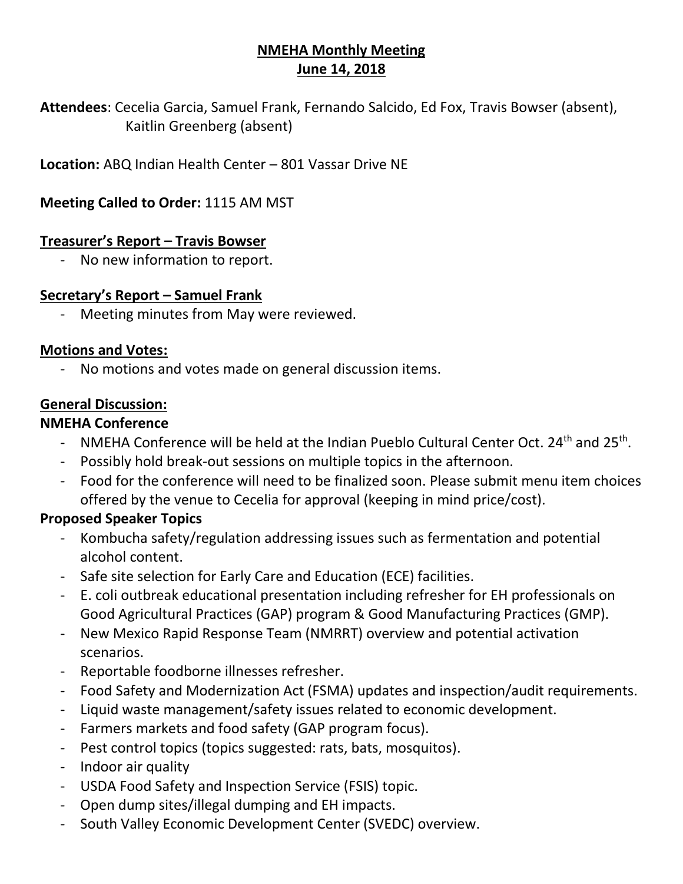# NMEHA Monthly Meeting
## June 14, 2018

**Attendees**: Cecelia Garcia, Samuel Frank, Fernando Salcido, Ed Fox, Travis Bowser (absent), Kaitlin Greenberg (absent)

**Location:** ABQ Indian Health Center – 801 Vassar Drive NE

**Meeting Called to Order:** 1115 AM MST

### Treasurer's Report – Travis Bowser

- No new information to report.

### Secretary's Report – Samuel Frank

- Meeting minutes from May were reviewed.

### Motions and Votes:

- No motions and votes made on general discussion items.

### General Discussion:

**NMEHA Conference**

- NMEHA Conference will be held at the Indian Pueblo Cultural Center Oct. 24th and 25th.
- Possibly hold break-out sessions on multiple topics in the afternoon.
- Food for the conference will need to be finalized soon. Please submit menu item choices offered by the venue to Cecelia for approval (keeping in mind price/cost).

**Proposed Speaker Topics**

- Kombucha safety/regulation addressing issues such as fermentation and potential alcohol content.
- Safe site selection for Early Care and Education (ECE) facilities.
- E. coli outbreak educational presentation including refresher for EH professionals on Good Agricultural Practices (GAP) program & Good Manufacturing Practices (GMP).
- New Mexico Rapid Response Team (NMRRT) overview and potential activation scenarios.
- Reportable foodborne illnesses refresher.
- Food Safety and Modernization Act (FSMA) updates and inspection/audit requirements.
- Liquid waste management/safety issues related to economic development.
- Farmers markets and food safety (GAP program focus).
- Pest control topics (topics suggested: rats, bats, mosquitos).
- Indoor air quality
- USDA Food Safety and Inspection Service (FSIS) topic.
- Open dump sites/illegal dumping and EH impacts.
- South Valley Economic Development Center (SVEDC) overview.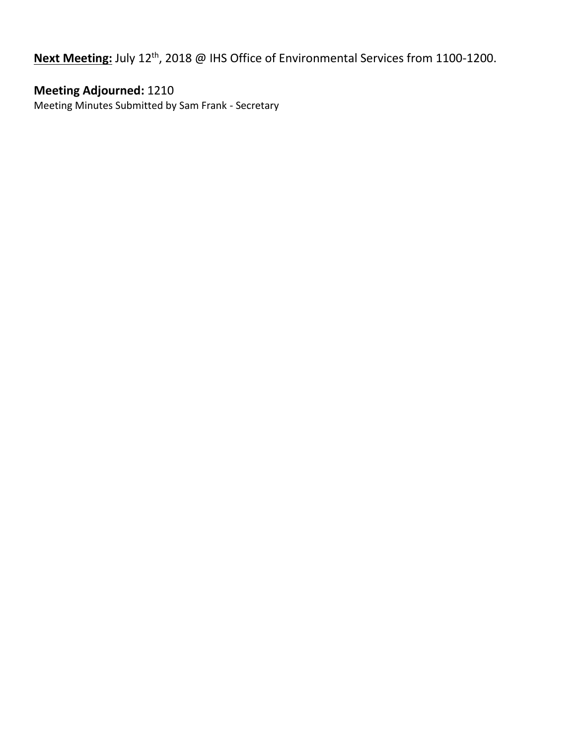**Next Meeting:** July 12th, 2018 @ IHS Office of Environmental Services from 1100-1200.

**Meeting Adjourned:** 1210

Meeting Minutes Submitted by Sam Frank - Secretary